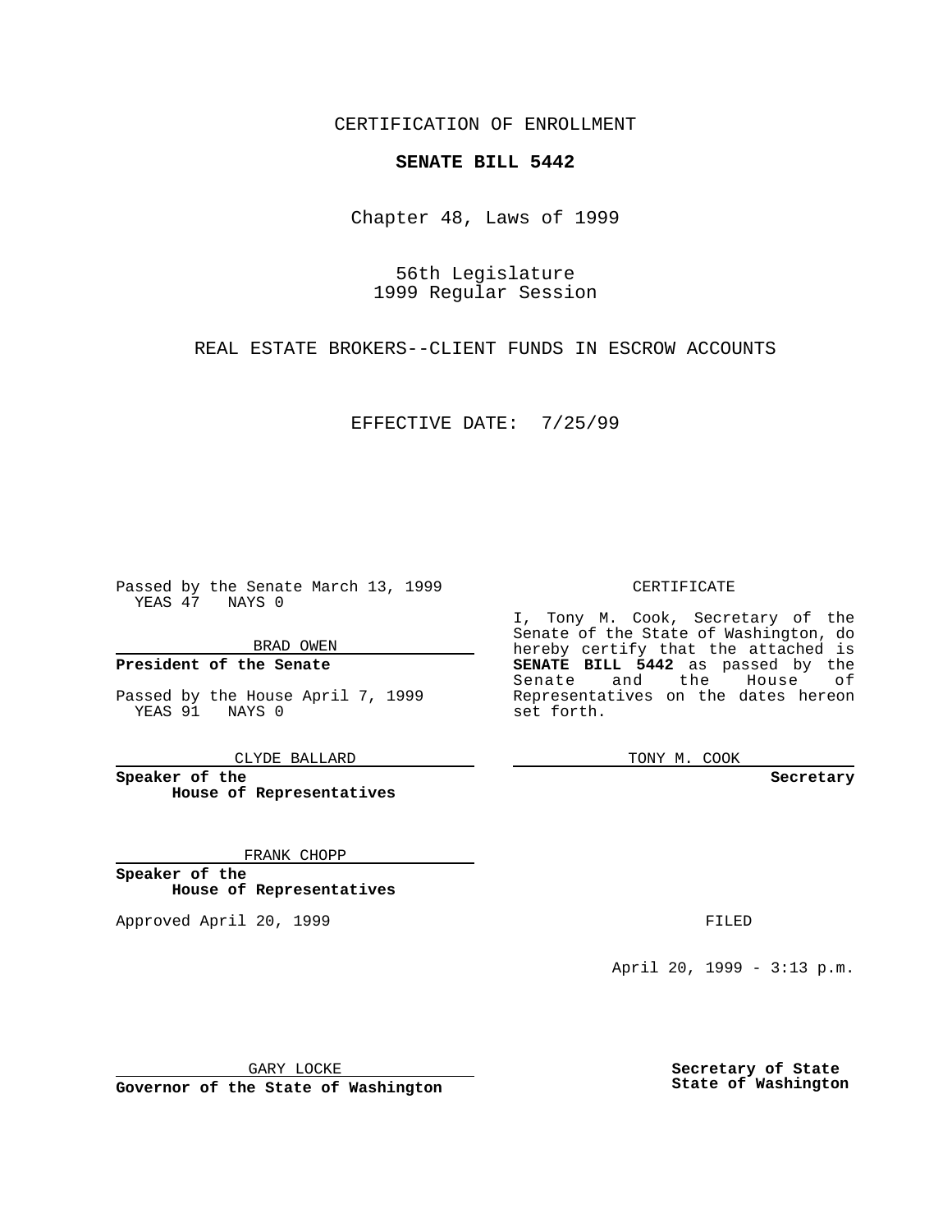CERTIFICATION OF ENROLLMENT

**SENATE BILL 5442**

Chapter 48, Laws of 1999

56th Legislature
1999 Regular Session

REAL ESTATE BROKERS--CLIENT FUNDS IN ESCROW ACCOUNTS

EFFECTIVE DATE: 7/25/99

Passed by the Senate March 13, 1999
YEAS 47 NAYS 0

BRAD OWEN

**President of the Senate**

Passed by the House April 7, 1999
YEAS 91 NAYS 0

CLYDE BALLARD

**Speaker of the House of Representatives**

FRANK CHOPP

**Speaker of the House of Representatives**

Approved April 20, 1999

GARY LOCKE

**Governor of the State of Washington**

CERTIFICATE

I, Tony M. Cook, Secretary of the Senate of the State of Washington, do hereby certify that the attached is **SENATE BILL 5442** as passed by the Senate and the House of Representatives on the dates hereon set forth.

TONY M. COOK

**Secretary**

FILED

April 20, 1999 - 3:13 p.m.

**Secretary of State State of Washington**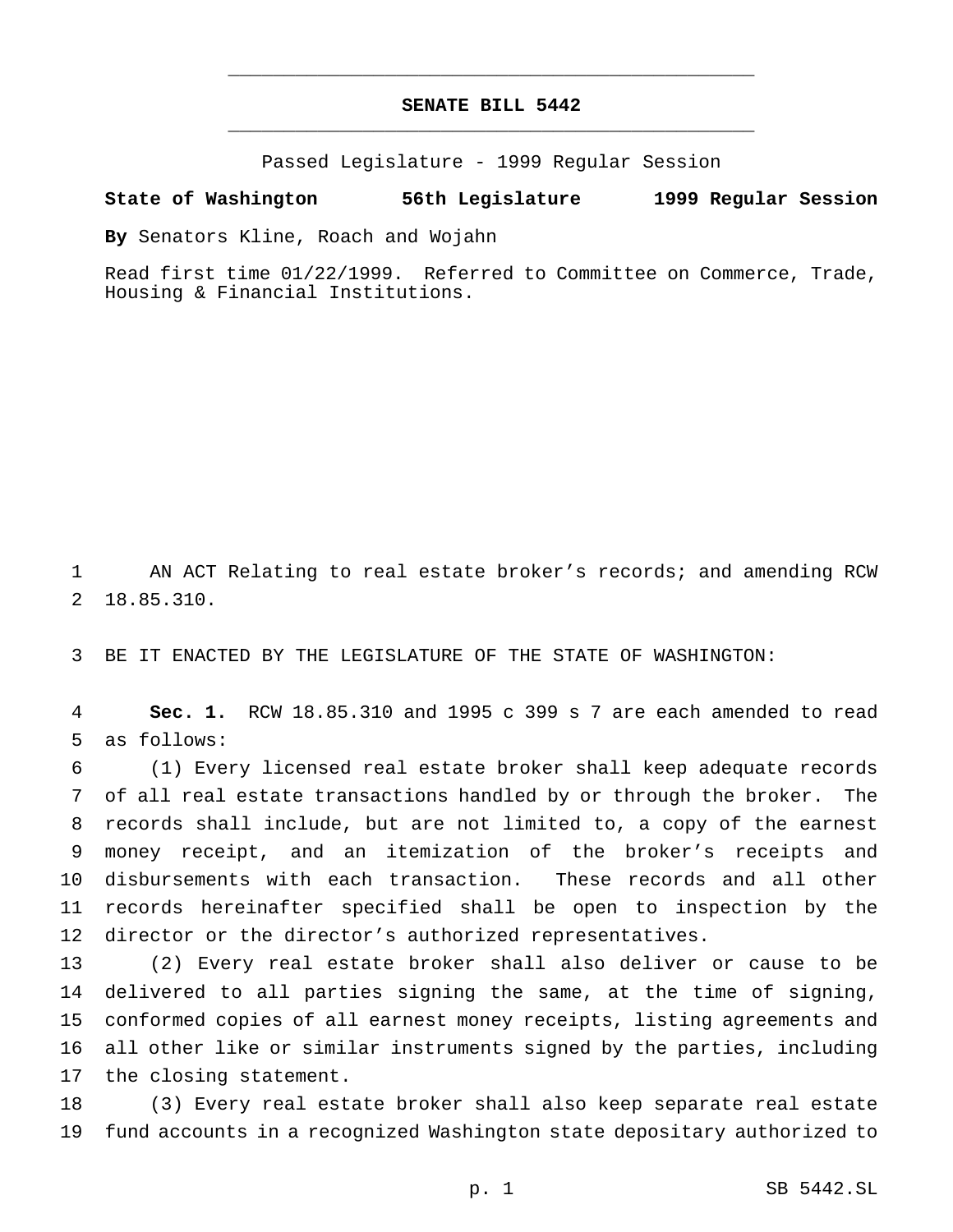# SENATE BILL 5442

Passed Legislature - 1999 Regular Session

**State of Washington 56th Legislature 1999 Regular Session**

**By** Senators Kline, Roach and Wojahn

Read first time 01/22/1999. Referred to Committee on Commerce, Trade, Housing & Financial Institutions.

1 AN ACT Relating to real estate broker's records; and amending RCW
2 18.85.310.

3 BE IT ENACTED BY THE LEGISLATURE OF THE STATE OF WASHINGTON:

4 **Sec. 1.** RCW 18.85.310 and 1995 c 399 s 7 are each amended to read
5 as follows:

6 (1) Every licensed real estate broker shall keep adequate records
7 of all real estate transactions handled by or through the broker. The
8 records shall include, but are not limited to, a copy of the earnest
9 money receipt, and an itemization of the broker's receipts and
10 disbursements with each transaction. These records and all other
11 records hereinafter specified shall be open to inspection by the
12 director or the director's authorized representatives.

13 (2) Every real estate broker shall also deliver or cause to be
14 delivered to all parties signing the same, at the time of signing,
15 conformed copies of all earnest money receipts, listing agreements and
16 all other like or similar instruments signed by the parties, including
17 the closing statement.

18 (3) Every real estate broker shall also keep separate real estate
19 fund accounts in a recognized Washington state depositary authorized to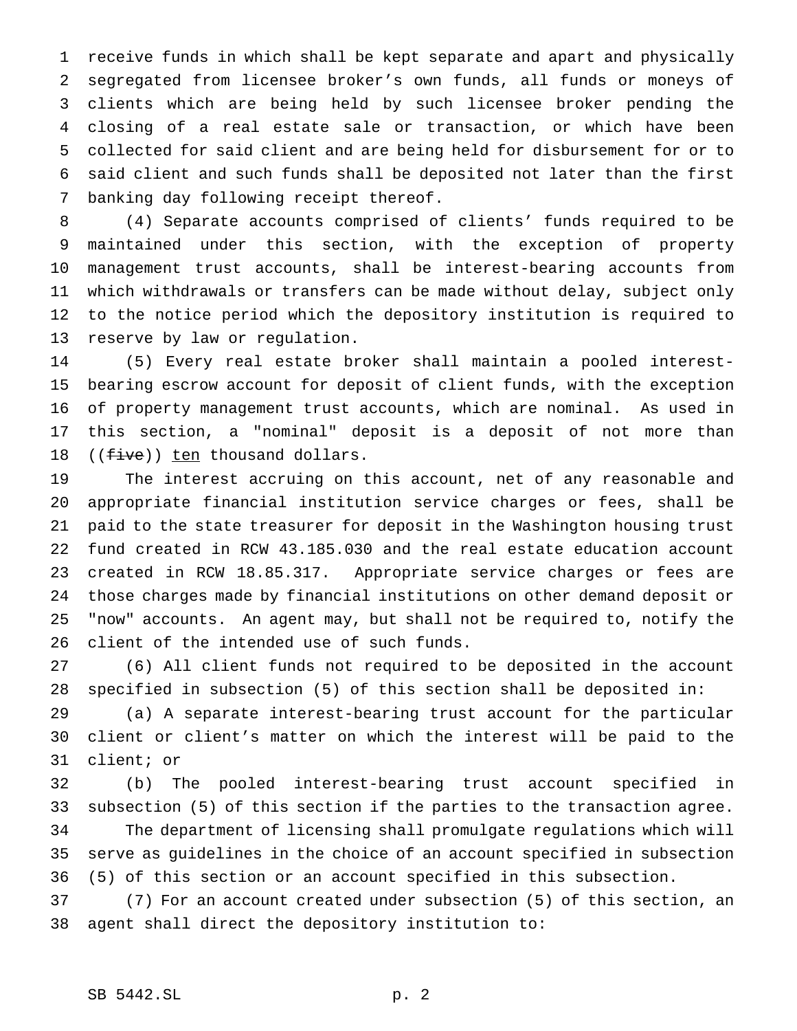receive funds in which shall be kept separate and apart and physically segregated from licensee broker's own funds, all funds or moneys of clients which are being held by such licensee broker pending the closing of a real estate sale or transaction, or which have been collected for said client and are being held for disbursement for or to said client and such funds shall be deposited not later than the first banking day following receipt thereof.

(4) Separate accounts comprised of clients' funds required to be maintained under this section, with the exception of property management trust accounts, shall be interest-bearing accounts from which withdrawals or transfers can be made without delay, subject only to the notice period which the depository institution is required to reserve by law or regulation.

(5) Every real estate broker shall maintain a pooled interest-bearing escrow account for deposit of client funds, with the exception of property management trust accounts, which are nominal. As used in this section, a "nominal" deposit is a deposit of not more than ((~~five~~)) <u>ten</u> thousand dollars.

The interest accruing on this account, net of any reasonable and appropriate financial institution service charges or fees, shall be paid to the state treasurer for deposit in the Washington housing trust fund created in RCW 43.185.030 and the real estate education account created in RCW 18.85.317. Appropriate service charges or fees are those charges made by financial institutions on other demand deposit or "now" accounts. An agent may, but shall not be required to, notify the client of the intended use of such funds.

(6) All client funds not required to be deposited in the account specified in subsection (5) of this section shall be deposited in:

(a) A separate interest-bearing trust account for the particular client or client's matter on which the interest will be paid to the client; or

(b) The pooled interest-bearing trust account specified in subsection (5) of this section if the parties to the transaction agree.

The department of licensing shall promulgate regulations which will serve as guidelines in the choice of an account specified in subsection (5) of this section or an account specified in this subsection.

(7) For an account created under subsection (5) of this section, an agent shall direct the depository institution to: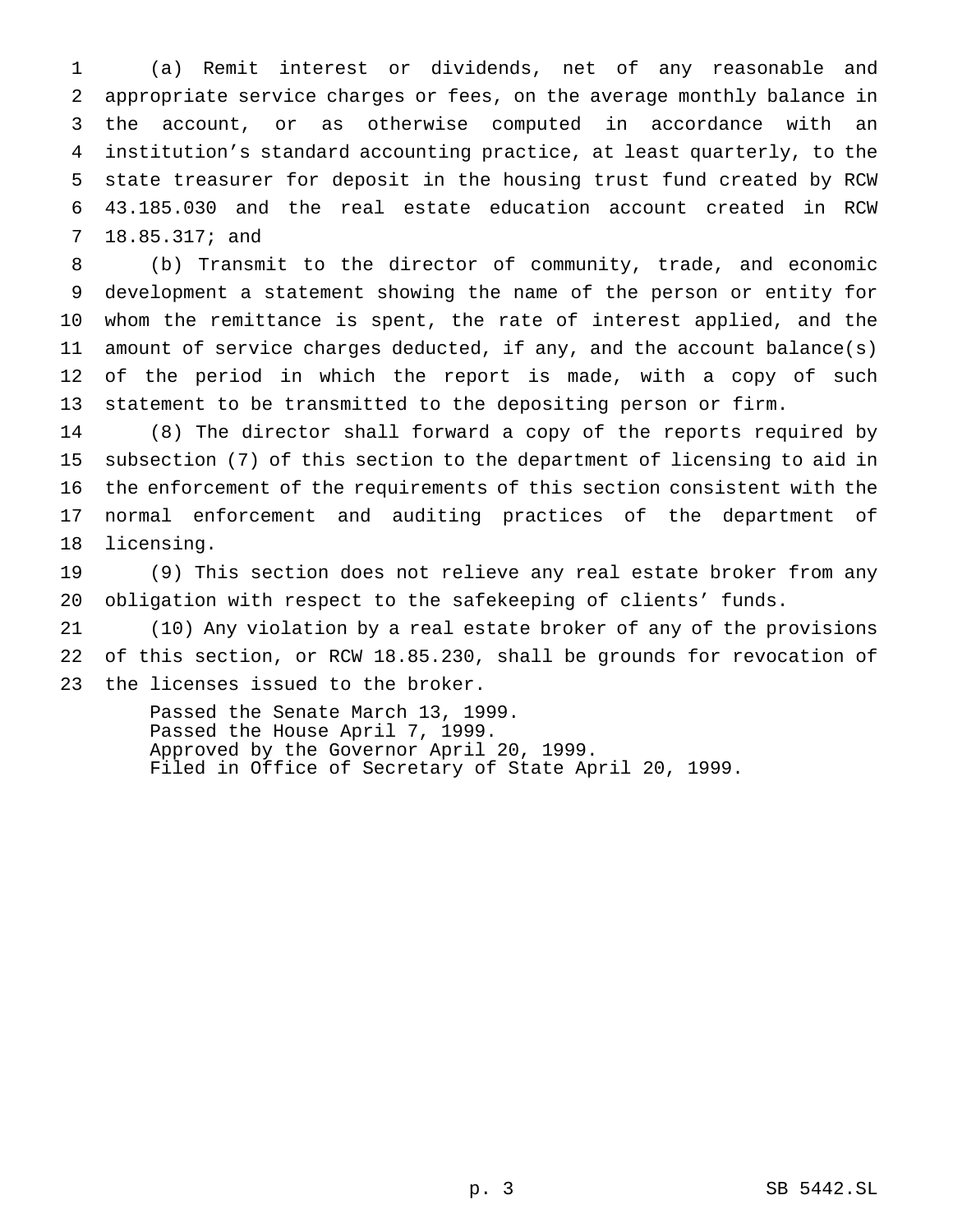(a) Remit interest or dividends, net of any reasonable and appropriate service charges or fees, on the average monthly balance in the account, or as otherwise computed in accordance with an institution's standard accounting practice, at least quarterly, to the state treasurer for deposit in the housing trust fund created by RCW 43.185.030 and the real estate education account created in RCW 18.85.317; and

(b) Transmit to the director of community, trade, and economic development a statement showing the name of the person or entity for whom the remittance is spent, the rate of interest applied, and the amount of service charges deducted, if any, and the account balance(s) of the period in which the report is made, with a copy of such statement to be transmitted to the depositing person or firm.

(8) The director shall forward a copy of the reports required by subsection (7) of this section to the department of licensing to aid in the enforcement of the requirements of this section consistent with the normal enforcement and auditing practices of the department of licensing.

(9) This section does not relieve any real estate broker from any obligation with respect to the safekeeping of clients' funds.

(10) Any violation by a real estate broker of any of the provisions of this section, or RCW 18.85.230, shall be grounds for revocation of the licenses issued to the broker.

Passed the Senate March 13, 1999.
Passed the House April 7, 1999.
Approved by the Governor April 20, 1999.
Filed in Office of Secretary of State April 20, 1999.